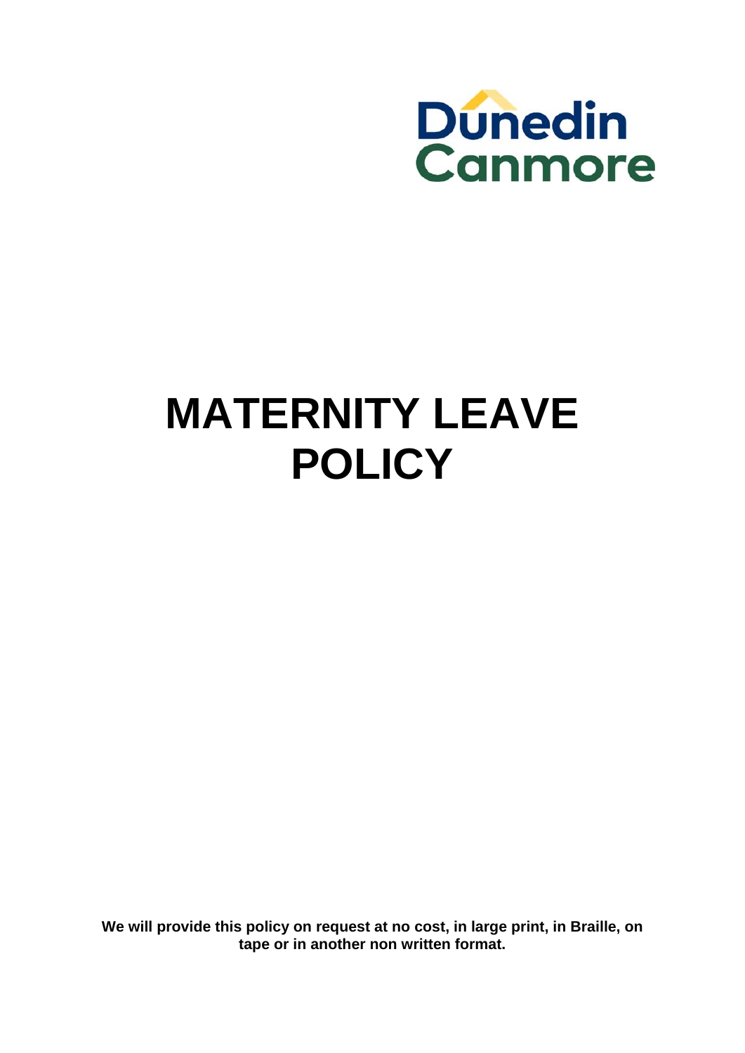Dunedin Canmore

# MATERNITY LEAVE POLICY

**We will provide this policy on request at no cost, in large print, in Braille, on tape or in another non written format.**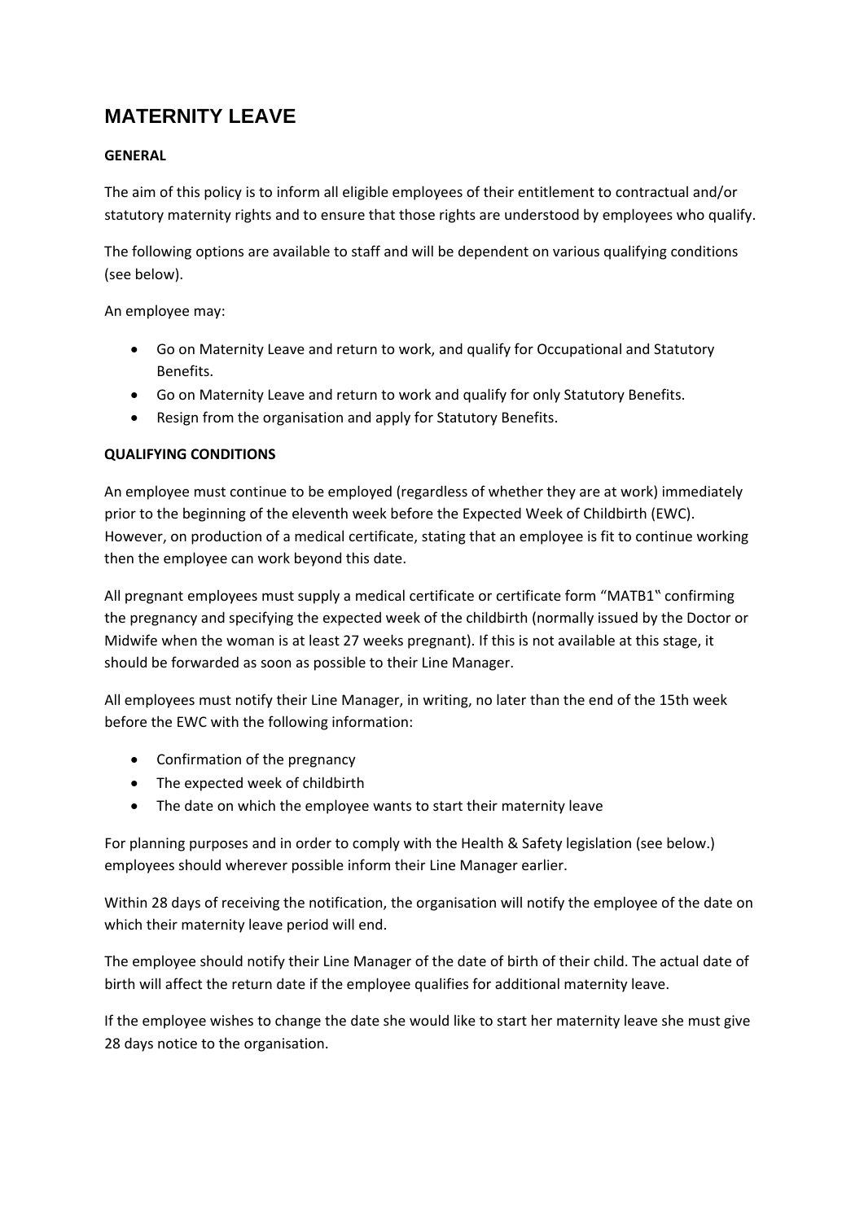# MATERNITY LEAVE

**GENERAL**

The aim of this policy is to inform all eligible employees of their entitlement to contractual and/or statutory maternity rights and to ensure that those rights are understood by employees who qualify.

The following options are available to staff and will be dependent on various qualifying conditions (see below).

An employee may:

- Go on Maternity Leave and return to work, and qualify for Occupational and Statutory Benefits.
- Go on Maternity Leave and return to work and qualify for only Statutory Benefits.
- Resign from the organisation and apply for Statutory Benefits.

**QUALIFYING CONDITIONS**

An employee must continue to be employed (regardless of whether they are at work) immediately prior to the beginning of the eleventh week before the Expected Week of Childbirth (EWC). However, on production of a medical certificate, stating that an employee is fit to continue working then the employee can work beyond this date.

All pregnant employees must supply a medical certificate or certificate form "MATB1" confirming the pregnancy and specifying the expected week of the childbirth (normally issued by the Doctor or Midwife when the woman is at least 27 weeks pregnant). If this is not available at this stage, it should be forwarded as soon as possible to their Line Manager.

All employees must notify their Line Manager, in writing, no later than the end of the 15th week before the EWC with the following information:

- Confirmation of the pregnancy
- The expected week of childbirth
- The date on which the employee wants to start their maternity leave

For planning purposes and in order to comply with the Health & Safety legislation (see below.) employees should wherever possible inform their Line Manager earlier.

Within 28 days of receiving the notification, the organisation will notify the employee of the date on which their maternity leave period will end.

The employee should notify their Line Manager of the date of birth of their child. The actual date of birth will affect the return date if the employee qualifies for additional maternity leave.

If the employee wishes to change the date she would like to start her maternity leave she must give 28 days notice to the organisation.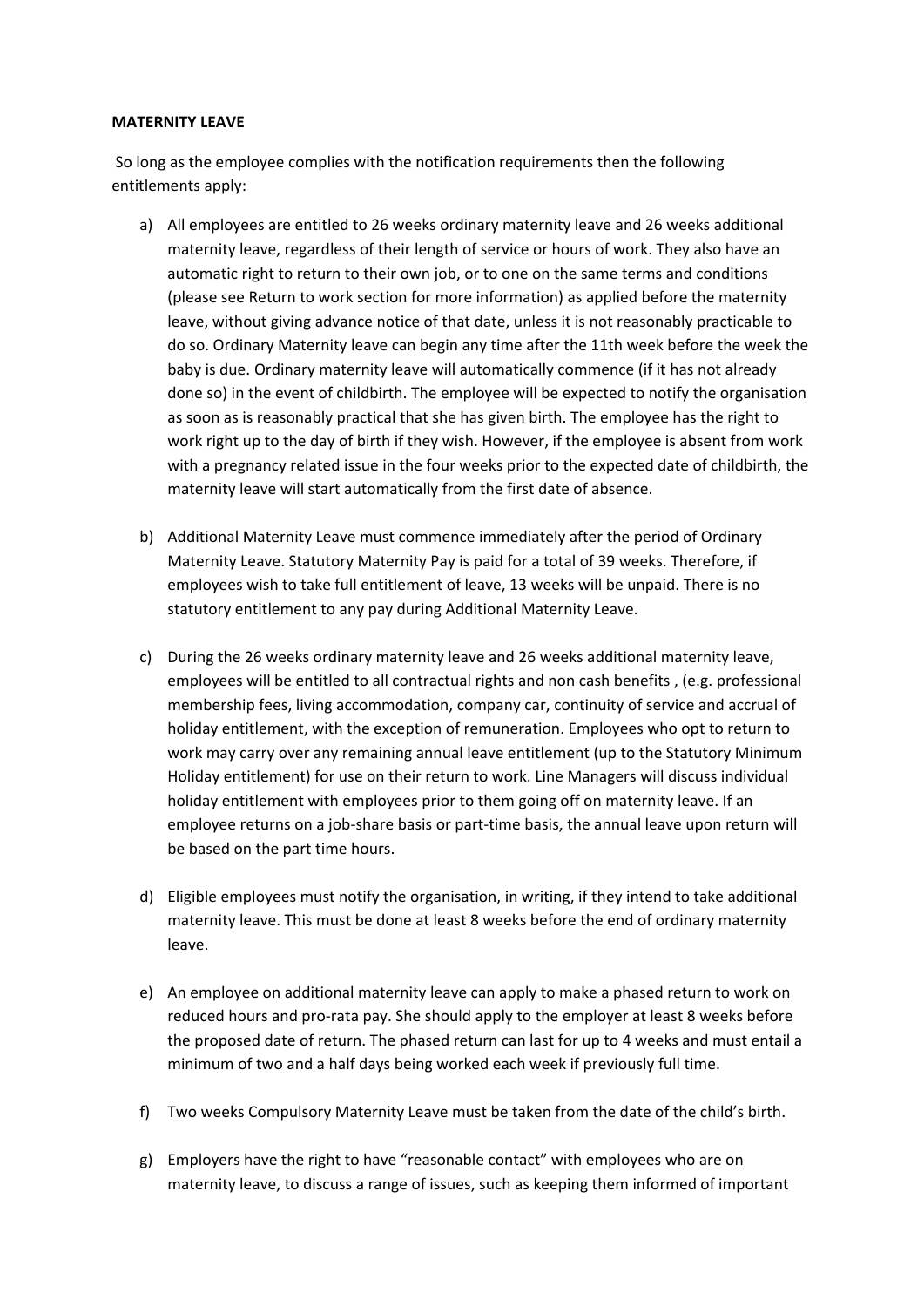**MATERNITY LEAVE**

So long as the employee complies with the notification requirements then the following entitlements apply:

a) All employees are entitled to 26 weeks ordinary maternity leave and 26 weeks additional maternity leave, regardless of their length of service or hours of work. They also have an automatic right to return to their own job, or to one on the same terms and conditions (please see Return to work section for more information) as applied before the maternity leave, without giving advance notice of that date, unless it is not reasonably practicable to do so. Ordinary Maternity leave can begin any time after the 11th week before the week the baby is due. Ordinary maternity leave will automatically commence (if it has not already done so) in the event of childbirth. The employee will be expected to notify the organisation as soon as is reasonably practical that she has given birth. The employee has the right to work right up to the day of birth if they wish. However, if the employee is absent from work with a pregnancy related issue in the four weeks prior to the expected date of childbirth, the maternity leave will start automatically from the first date of absence.

b) Additional Maternity Leave must commence immediately after the period of Ordinary Maternity Leave. Statutory Maternity Pay is paid for a total of 39 weeks. Therefore, if employees wish to take full entitlement of leave, 13 weeks will be unpaid. There is no statutory entitlement to any pay during Additional Maternity Leave.

c) During the 26 weeks ordinary maternity leave and 26 weeks additional maternity leave, employees will be entitled to all contractual rights and non cash benefits , (e.g. professional membership fees, living accommodation, company car, continuity of service and accrual of holiday entitlement, with the exception of remuneration. Employees who opt to return to work may carry over any remaining annual leave entitlement (up to the Statutory Minimum Holiday entitlement) for use on their return to work. Line Managers will discuss individual holiday entitlement with employees prior to them going off on maternity leave. If an employee returns on a job-share basis or part-time basis, the annual leave upon return will be based on the part time hours.

d) Eligible employees must notify the organisation, in writing, if they intend to take additional maternity leave. This must be done at least 8 weeks before the end of ordinary maternity leave.

e) An employee on additional maternity leave can apply to make a phased return to work on reduced hours and pro-rata pay. She should apply to the employer at least 8 weeks before the proposed date of return. The phased return can last for up to 4 weeks and must entail a minimum of two and a half days being worked each week if previously full time.

f) Two weeks Compulsory Maternity Leave must be taken from the date of the child's birth.

g) Employers have the right to have "reasonable contact" with employees who are on maternity leave, to discuss a range of issues, such as keeping them informed of important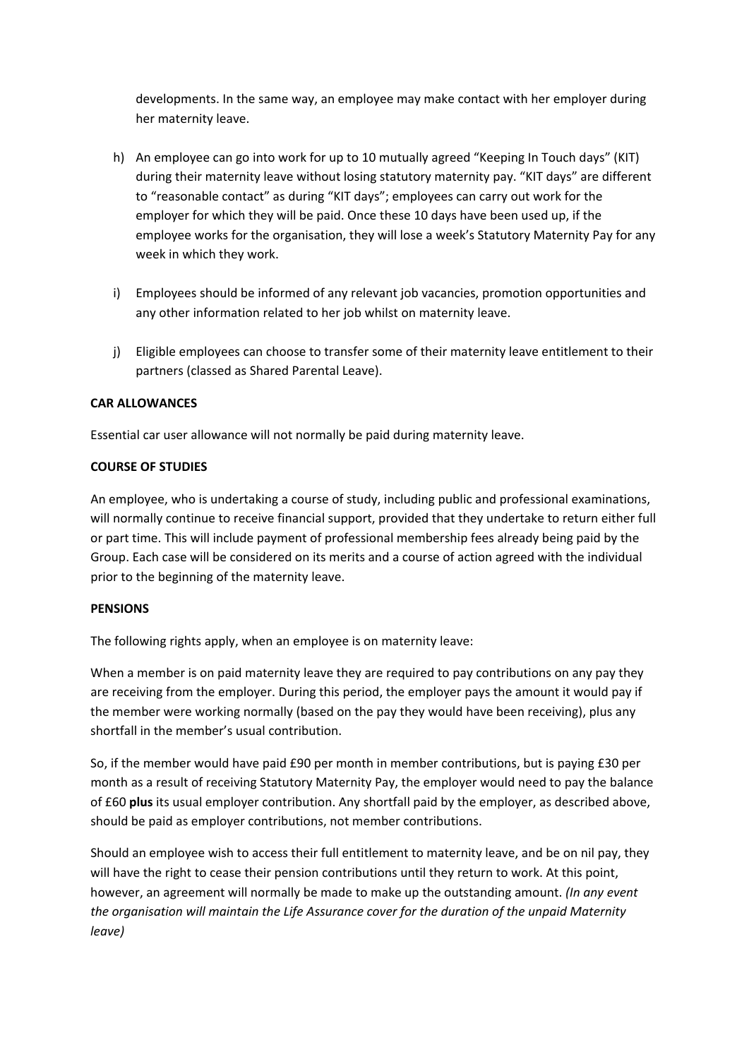developments. In the same way, an employee may make contact with her employer during her maternity leave.

h) An employee can go into work for up to 10 mutually agreed "Keeping In Touch days" (KIT) during their maternity leave without losing statutory maternity pay. "KIT days" are different to "reasonable contact" as during "KIT days"; employees can carry out work for the employer for which they will be paid. Once these 10 days have been used up, if the employee works for the organisation, they will lose a week's Statutory Maternity Pay for any week in which they work.

i) Employees should be informed of any relevant job vacancies, promotion opportunities and any other information related to her job whilst on maternity leave.

j) Eligible employees can choose to transfer some of their maternity leave entitlement to their partners (classed as Shared Parental Leave).

**CAR ALLOWANCES**

Essential car user allowance will not normally be paid during maternity leave.

**COURSE OF STUDIES**

An employee, who is undertaking a course of study, including public and professional examinations, will normally continue to receive financial support, provided that they undertake to return either full or part time. This will include payment of professional membership fees already being paid by the Group. Each case will be considered on its merits and a course of action agreed with the individual prior to the beginning of the maternity leave.

**PENSIONS**

The following rights apply, when an employee is on maternity leave:

When a member is on paid maternity leave they are required to pay contributions on any pay they are receiving from the employer. During this period, the employer pays the amount it would pay if the member were working normally (based on the pay they would have been receiving), plus any shortfall in the member's usual contribution.

So, if the member would have paid £90 per month in member contributions, but is paying £30 per month as a result of receiving Statutory Maternity Pay, the employer would need to pay the balance of £60 **plus** its usual employer contribution. Any shortfall paid by the employer, as described above, should be paid as employer contributions, not member contributions.

Should an employee wish to access their full entitlement to maternity leave, and be on nil pay, they will have the right to cease their pension contributions until they return to work. At this point, however, an agreement will normally be made to make up the outstanding amount. *(In any event the organisation will maintain the Life Assurance cover for the duration of the unpaid Maternity leave)*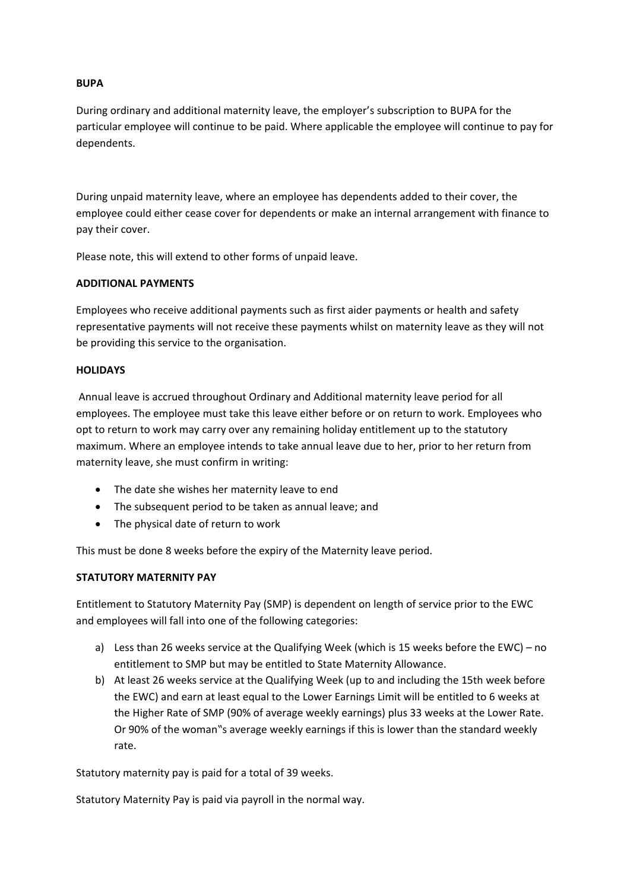**BUPA**

During ordinary and additional maternity leave, the employer's subscription to BUPA for the particular employee will continue to be paid. Where applicable the employee will continue to pay for dependents.

During unpaid maternity leave, where an employee has dependents added to their cover, the employee could either cease cover for dependents or make an internal arrangement with finance to pay their cover.

Please note, this will extend to other forms of unpaid leave.

**ADDITIONAL PAYMENTS**

Employees who receive additional payments such as first aider payments or health and safety representative payments will not receive these payments whilst on maternity leave as they will not be providing this service to the organisation.

**HOLIDAYS**

Annual leave is accrued throughout Ordinary and Additional maternity leave period for all employees. The employee must take this leave either before or on return to work. Employees who opt to return to work may carry over any remaining holiday entitlement up to the statutory maximum. Where an employee intends to take annual leave due to her, prior to her return from maternity leave, she must confirm in writing:

- The date she wishes her maternity leave to end
- The subsequent period to be taken as annual leave; and
- The physical date of return to work

This must be done 8 weeks before the expiry of the Maternity leave period.

**STATUTORY MATERNITY PAY**

Entitlement to Statutory Maternity Pay (SMP) is dependent on length of service prior to the EWC and employees will fall into one of the following categories:

a) Less than 26 weeks service at the Qualifying Week (which is 15 weeks before the EWC) – no entitlement to SMP but may be entitled to State Maternity Allowance.
b) At least 26 weeks service at the Qualifying Week (up to and including the 15th week before the EWC) and earn at least equal to the Lower Earnings Limit will be entitled to 6 weeks at the Higher Rate of SMP (90% of average weekly earnings) plus 33 weeks at the Lower Rate. Or 90% of the woman"s average weekly earnings if this is lower than the standard weekly rate.

Statutory maternity pay is paid for a total of 39 weeks.

Statutory Maternity Pay is paid via payroll in the normal way.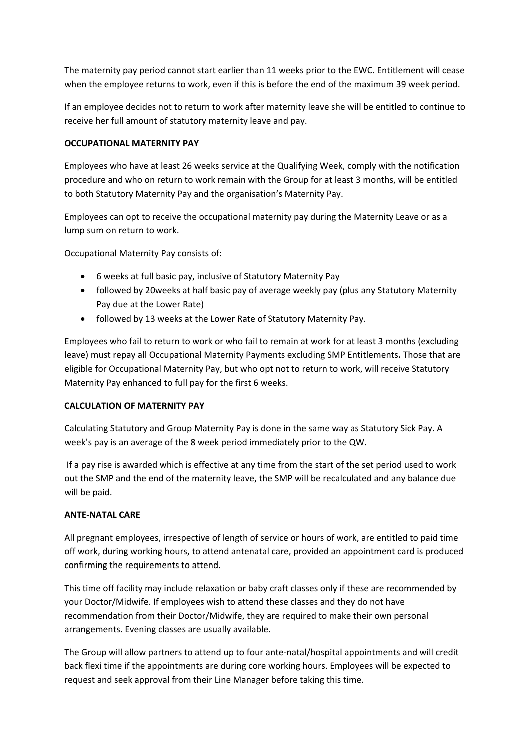The maternity pay period cannot start earlier than 11 weeks prior to the EWC. Entitlement will cease when the employee returns to work, even if this is before the end of the maximum 39 week period.

If an employee decides not to return to work after maternity leave she will be entitled to continue to receive her full amount of statutory maternity leave and pay.

**OCCUPATIONAL MATERNITY PAY**

Employees who have at least 26 weeks service at the Qualifying Week, comply with the notification procedure and who on return to work remain with the Group for at least 3 months, will be entitled to both Statutory Maternity Pay and the organisation's Maternity Pay.

Employees can opt to receive the occupational maternity pay during the Maternity Leave or as a lump sum on return to work.

Occupational Maternity Pay consists of:

- 6 weeks at full basic pay, inclusive of Statutory Maternity Pay
- followed by 20weeks at half basic pay of average weekly pay (plus any Statutory Maternity Pay due at the Lower Rate)
- followed by 13 weeks at the Lower Rate of Statutory Maternity Pay.

Employees who fail to return to work or who fail to remain at work for at least 3 months (excluding leave) must repay all Occupational Maternity Payments excluding SMP Entitlements**.** Those that are eligible for Occupational Maternity Pay, but who opt not to return to work, will receive Statutory Maternity Pay enhanced to full pay for the first 6 weeks.

**CALCULATION OF MATERNITY PAY**

Calculating Statutory and Group Maternity Pay is done in the same way as Statutory Sick Pay. A week's pay is an average of the 8 week period immediately prior to the QW.

If a pay rise is awarded which is effective at any time from the start of the set period used to work out the SMP and the end of the maternity leave, the SMP will be recalculated and any balance due will be paid.

**ANTE-NATAL CARE**

All pregnant employees, irrespective of length of service or hours of work, are entitled to paid time off work, during working hours, to attend antenatal care, provided an appointment card is produced confirming the requirements to attend.

This time off facility may include relaxation or baby craft classes only if these are recommended by your Doctor/Midwife. If employees wish to attend these classes and they do not have recommendation from their Doctor/Midwife, they are required to make their own personal arrangements. Evening classes are usually available.

The Group will allow partners to attend up to four ante-natal/hospital appointments and will credit back flexi time if the appointments are during core working hours. Employees will be expected to request and seek approval from their Line Manager before taking this time.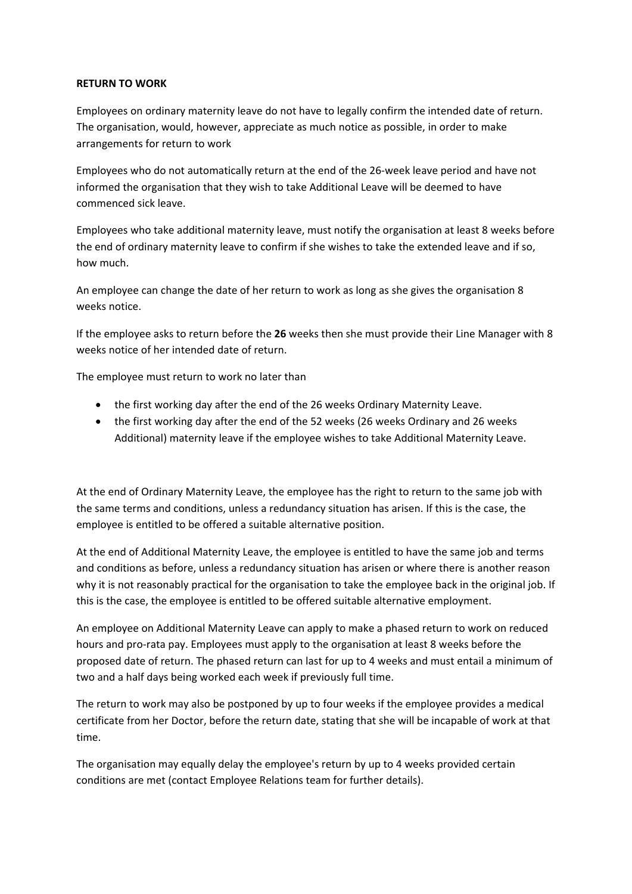**RETURN TO WORK**

Employees on ordinary maternity leave do not have to legally confirm the intended date of return. The organisation, would, however, appreciate as much notice as possible, in order to make arrangements for return to work

Employees who do not automatically return at the end of the 26-week leave period and have not informed the organisation that they wish to take Additional Leave will be deemed to have commenced sick leave.

Employees who take additional maternity leave, must notify the organisation at least 8 weeks before the end of ordinary maternity leave to confirm if she wishes to take the extended leave and if so, how much.

An employee can change the date of her return to work as long as she gives the organisation 8 weeks notice.

If the employee asks to return before the **26** weeks then she must provide their Line Manager with 8 weeks notice of her intended date of return.

The employee must return to work no later than

- the first working day after the end of the 26 weeks Ordinary Maternity Leave.
- the first working day after the end of the 52 weeks (26 weeks Ordinary and 26 weeks Additional) maternity leave if the employee wishes to take Additional Maternity Leave.

At the end of Ordinary Maternity Leave, the employee has the right to return to the same job with the same terms and conditions, unless a redundancy situation has arisen. If this is the case, the employee is entitled to be offered a suitable alternative position.

At the end of Additional Maternity Leave, the employee is entitled to have the same job and terms and conditions as before, unless a redundancy situation has arisen or where there is another reason why it is not reasonably practical for the organisation to take the employee back in the original job. If this is the case, the employee is entitled to be offered suitable alternative employment.

An employee on Additional Maternity Leave can apply to make a phased return to work on reduced hours and pro-rata pay. Employees must apply to the organisation at least 8 weeks before the proposed date of return. The phased return can last for up to 4 weeks and must entail a minimum of two and a half days being worked each week if previously full time.

The return to work may also be postponed by up to four weeks if the employee provides a medical certificate from her Doctor, before the return date, stating that she will be incapable of work at that time.

The organisation may equally delay the employee's return by up to 4 weeks provided certain conditions are met (contact Employee Relations team for further details).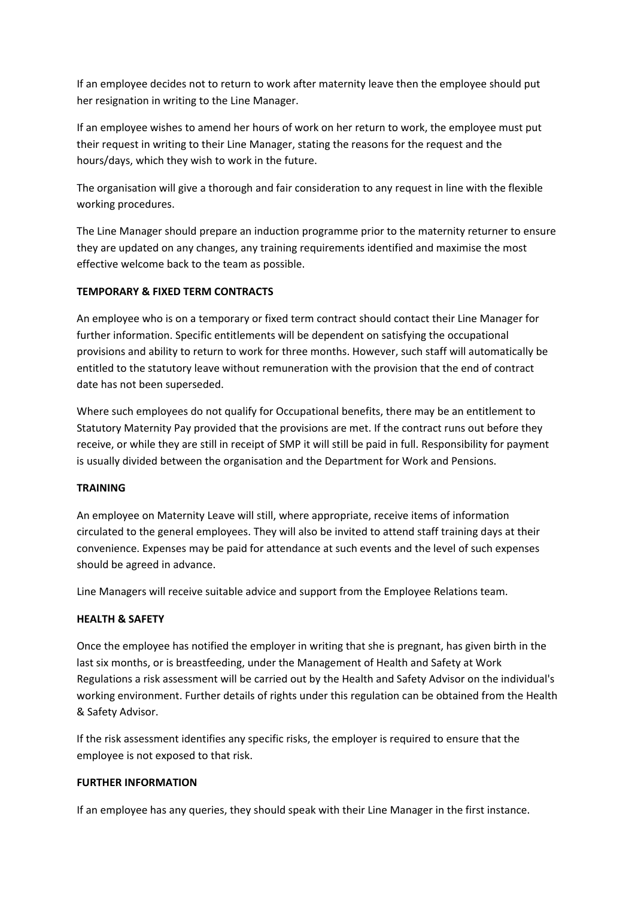If an employee decides not to return to work after maternity leave then the employee should put her resignation in writing to the Line Manager.

If an employee wishes to amend her hours of work on her return to work, the employee must put their request in writing to their Line Manager, stating the reasons for the request and the hours/days, which they wish to work in the future.

The organisation will give a thorough and fair consideration to any request in line with the flexible working procedures.

The Line Manager should prepare an induction programme prior to the maternity returner to ensure they are updated on any changes, any training requirements identified and maximise the most effective welcome back to the team as possible.

**TEMPORARY & FIXED TERM CONTRACTS**

An employee who is on a temporary or fixed term contract should contact their Line Manager for further information. Specific entitlements will be dependent on satisfying the occupational provisions and ability to return to work for three months. However, such staff will automatically be entitled to the statutory leave without remuneration with the provision that the end of contract date has not been superseded.

Where such employees do not qualify for Occupational benefits, there may be an entitlement to Statutory Maternity Pay provided that the provisions are met. If the contract runs out before they receive, or while they are still in receipt of SMP it will still be paid in full. Responsibility for payment is usually divided between the organisation and the Department for Work and Pensions.

**TRAINING**

An employee on Maternity Leave will still, where appropriate, receive items of information circulated to the general employees. They will also be invited to attend staff training days at their convenience. Expenses may be paid for attendance at such events and the level of such expenses should be agreed in advance.

Line Managers will receive suitable advice and support from the Employee Relations team.

**HEALTH & SAFETY**

Once the employee has notified the employer in writing that she is pregnant, has given birth in the last six months, or is breastfeeding, under the Management of Health and Safety at Work Regulations a risk assessment will be carried out by the Health and Safety Advisor on the individual's working environment. Further details of rights under this regulation can be obtained from the Health & Safety Advisor.

If the risk assessment identifies any specific risks, the employer is required to ensure that the employee is not exposed to that risk.

**FURTHER INFORMATION**

If an employee has any queries, they should speak with their Line Manager in the first instance.